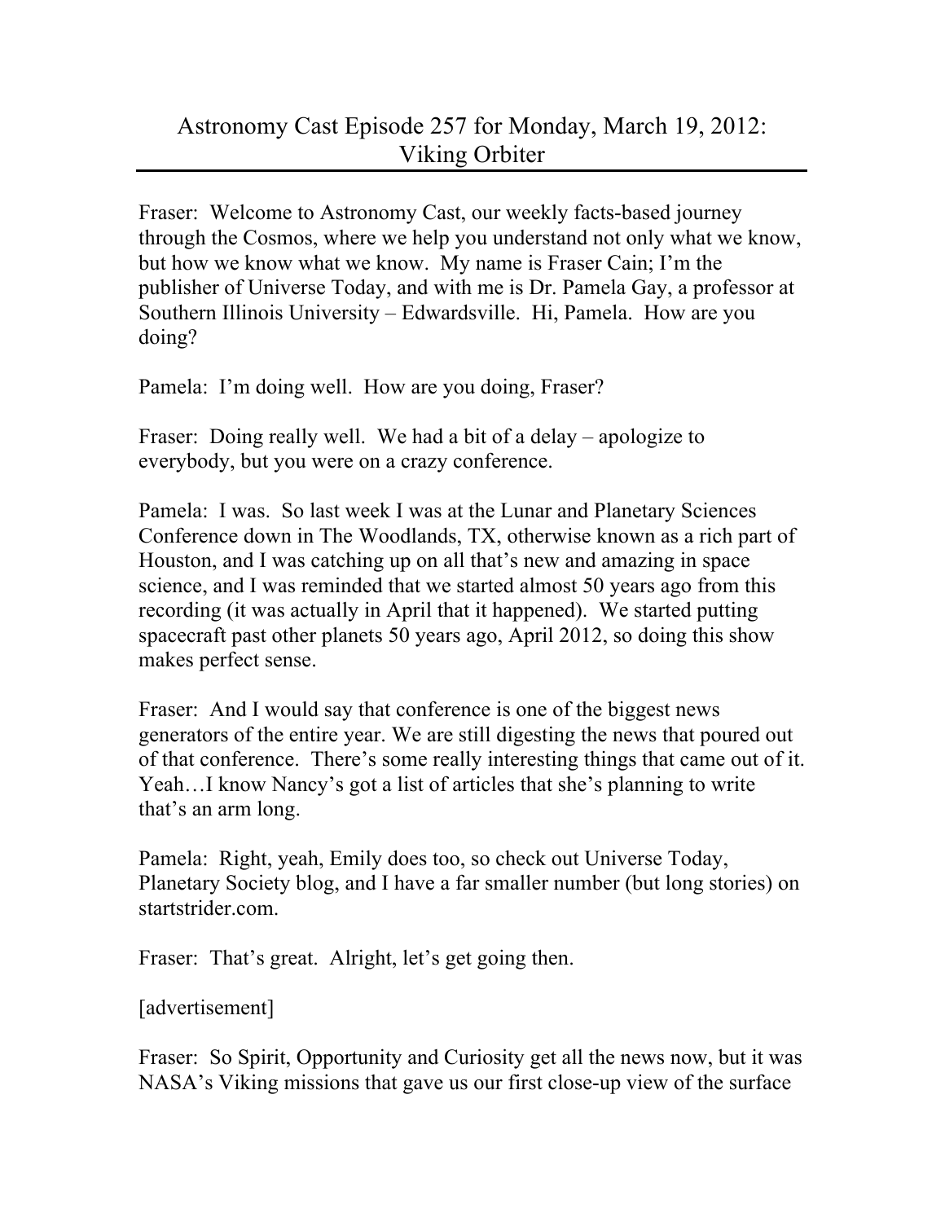# Astronomy Cast Episode 257 for Monday, March 19, 2012: Viking Orbiter

Fraser: Welcome to Astronomy Cast, our weekly facts-based journey through the Cosmos, where we help you understand not only what we know, but how we know what we know. My name is Fraser Cain; I'm the publisher of Universe Today, and with me is Dr. Pamela Gay, a professor at Southern Illinois University – Edwardsville. Hi, Pamela. How are you doing?

Pamela: I'm doing well. How are you doing, Fraser?

Fraser: Doing really well. We had a bit of a delay – apologize to everybody, but you were on a crazy conference.

Pamela: I was. So last week I was at the Lunar and Planetary Sciences Conference down in The Woodlands, TX, otherwise known as a rich part of Houston, and I was catching up on all that's new and amazing in space science, and I was reminded that we started almost 50 years ago from this recording (it was actually in April that it happened). We started putting spacecraft past other planets 50 years ago, April 2012, so doing this show makes perfect sense.

Fraser: And I would say that conference is one of the biggest news generators of the entire year. We are still digesting the news that poured out of that conference. There's some really interesting things that came out of it. Yeah…I know Nancy's got a list of articles that she's planning to write that's an arm long.

Pamela: Right, yeah, Emily does too, so check out Universe Today, Planetary Society blog, and I have a far smaller number (but long stories) on startstrider.com.

Fraser: That's great. Alright, let's get going then.

[advertisement]

Fraser: So Spirit, Opportunity and Curiosity get all the news now, but it was NASA's Viking missions that gave us our first close-up view of the surface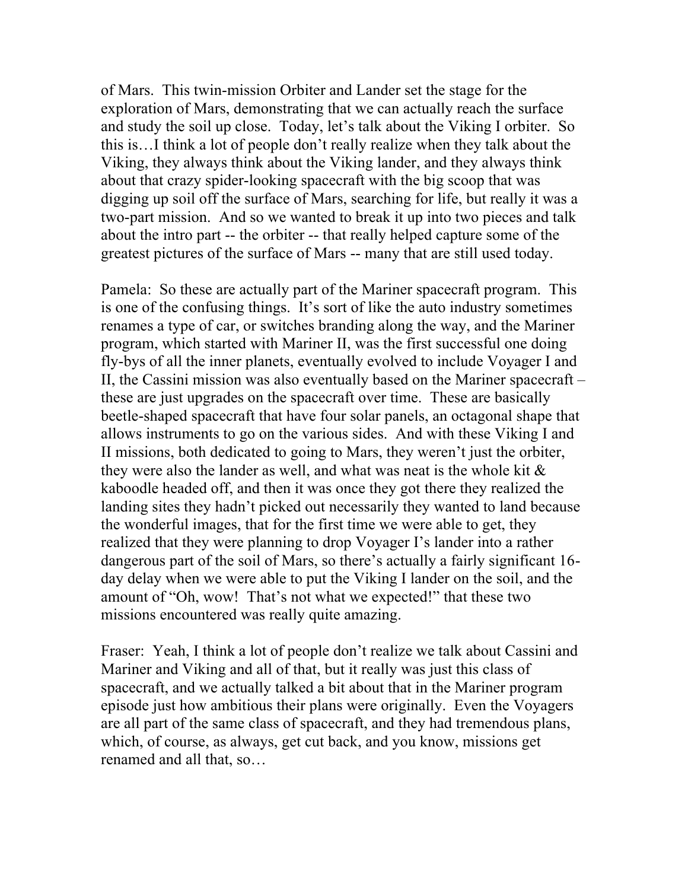of Mars. This twin-mission Orbiter and Lander set the stage for the exploration of Mars, demonstrating that we can actually reach the surface and study the soil up close. Today, let's talk about the Viking I orbiter. So this is…I think a lot of people don't really realize when they talk about the Viking, they always think about the Viking lander, and they always think about that crazy spider-looking spacecraft with the big scoop that was digging up soil off the surface of Mars, searching for life, but really it was a two-part mission. And so we wanted to break it up into two pieces and talk about the intro part -- the orbiter -- that really helped capture some of the greatest pictures of the surface of Mars -- many that are still used today.

Pamela: So these are actually part of the Mariner spacecraft program. This is one of the confusing things. It's sort of like the auto industry sometimes renames a type of car, or switches branding along the way, and the Mariner program, which started with Mariner II, was the first successful one doing fly-bys of all the inner planets, eventually evolved to include Voyager I and II, the Cassini mission was also eventually based on the Mariner spacecraft – these are just upgrades on the spacecraft over time. These are basically beetle-shaped spacecraft that have four solar panels, an octagonal shape that allows instruments to go on the various sides. And with these Viking I and II missions, both dedicated to going to Mars, they weren't just the orbiter, they were also the lander as well, and what was neat is the whole kit & kaboodle headed off, and then it was once they got there they realized the landing sites they hadn't picked out necessarily they wanted to land because the wonderful images, that for the first time we were able to get, they realized that they were planning to drop Voyager I's lander into a rather dangerous part of the soil of Mars, so there's actually a fairly significant 16-day delay when we were able to put the Viking I lander on the soil, and the amount of "Oh, wow! That's not what we expected!" that these two missions encountered was really quite amazing.

Fraser: Yeah, I think a lot of people don't realize we talk about Cassini and Mariner and Viking and all of that, but it really was just this class of spacecraft, and we actually talked a bit about that in the Mariner program episode just how ambitious their plans were originally. Even the Voyagers are all part of the same class of spacecraft, and they had tremendous plans, which, of course, as always, get cut back, and you know, missions get renamed and all that, so…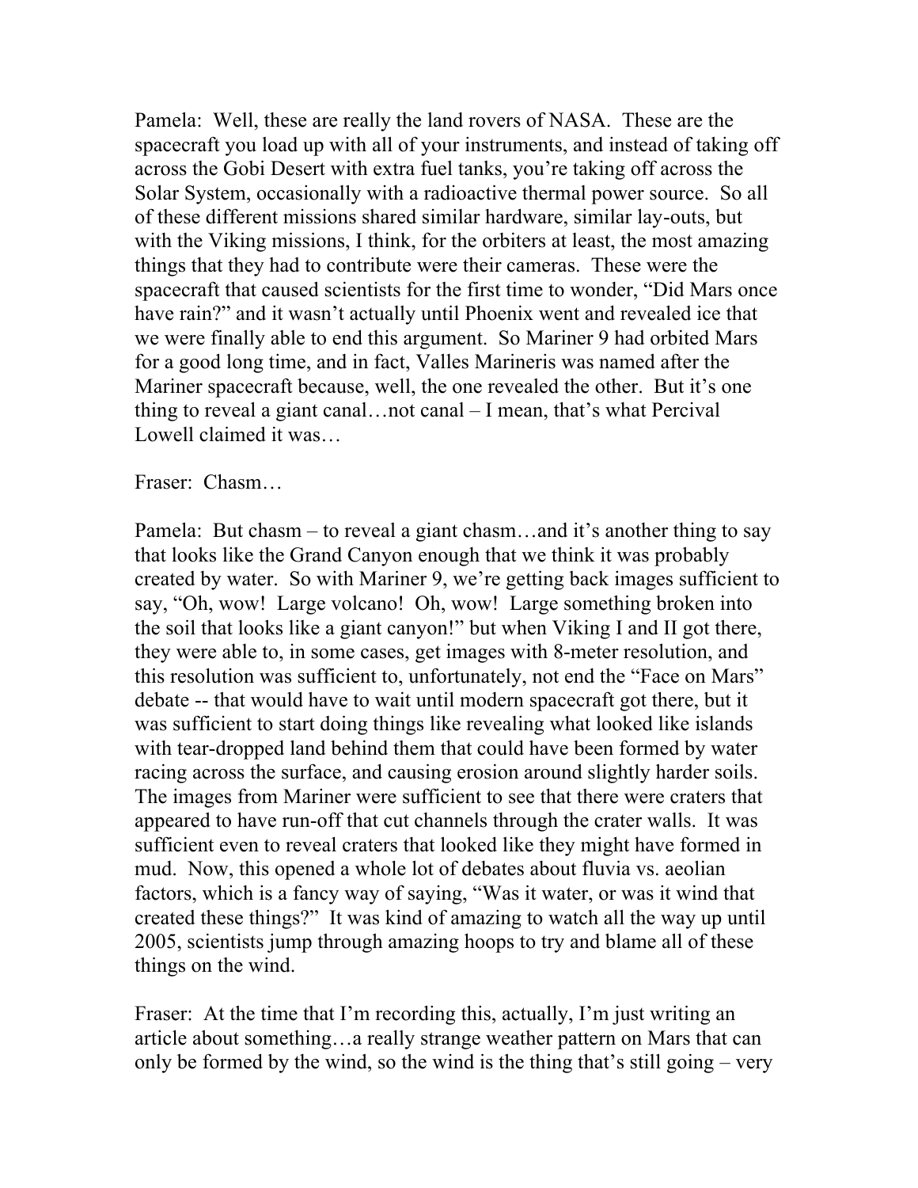Pamela: Well, these are really the land rovers of NASA. These are the spacecraft you load up with all of your instruments, and instead of taking off across the Gobi Desert with extra fuel tanks, you're taking off across the Solar System, occasionally with a radioactive thermal power source. So all of these different missions shared similar hardware, similar lay-outs, but with the Viking missions, I think, for the orbiters at least, the most amazing things that they had to contribute were their cameras. These were the spacecraft that caused scientists for the first time to wonder, "Did Mars once have rain?" and it wasn't actually until Phoenix went and revealed ice that we were finally able to end this argument. So Mariner 9 had orbited Mars for a good long time, and in fact, Valles Marineris was named after the Mariner spacecraft because, well, the one revealed the other. But it's one thing to reveal a giant canal…not canal – I mean, that's what Percival Lowell claimed it was…

Fraser: Chasm…

Pamela: But chasm – to reveal a giant chasm…and it's another thing to say that looks like the Grand Canyon enough that we think it was probably created by water. So with Mariner 9, we're getting back images sufficient to say, "Oh, wow! Large volcano! Oh, wow! Large something broken into the soil that looks like a giant canyon!" but when Viking I and II got there, they were able to, in some cases, get images with 8-meter resolution, and this resolution was sufficient to, unfortunately, not end the "Face on Mars" debate -- that would have to wait until modern spacecraft got there, but it was sufficient to start doing things like revealing what looked like islands with tear-dropped land behind them that could have been formed by water racing across the surface, and causing erosion around slightly harder soils. The images from Mariner were sufficient to see that there were craters that appeared to have run-off that cut channels through the crater walls. It was sufficient even to reveal craters that looked like they might have formed in mud. Now, this opened a whole lot of debates about fluvia vs. aeolian factors, which is a fancy way of saying, "Was it water, or was it wind that created these things?" It was kind of amazing to watch all the way up until 2005, scientists jump through amazing hoops to try and blame all of these things on the wind.

Fraser: At the time that I'm recording this, actually, I'm just writing an article about something…a really strange weather pattern on Mars that can only be formed by the wind, so the wind is the thing that's still going – very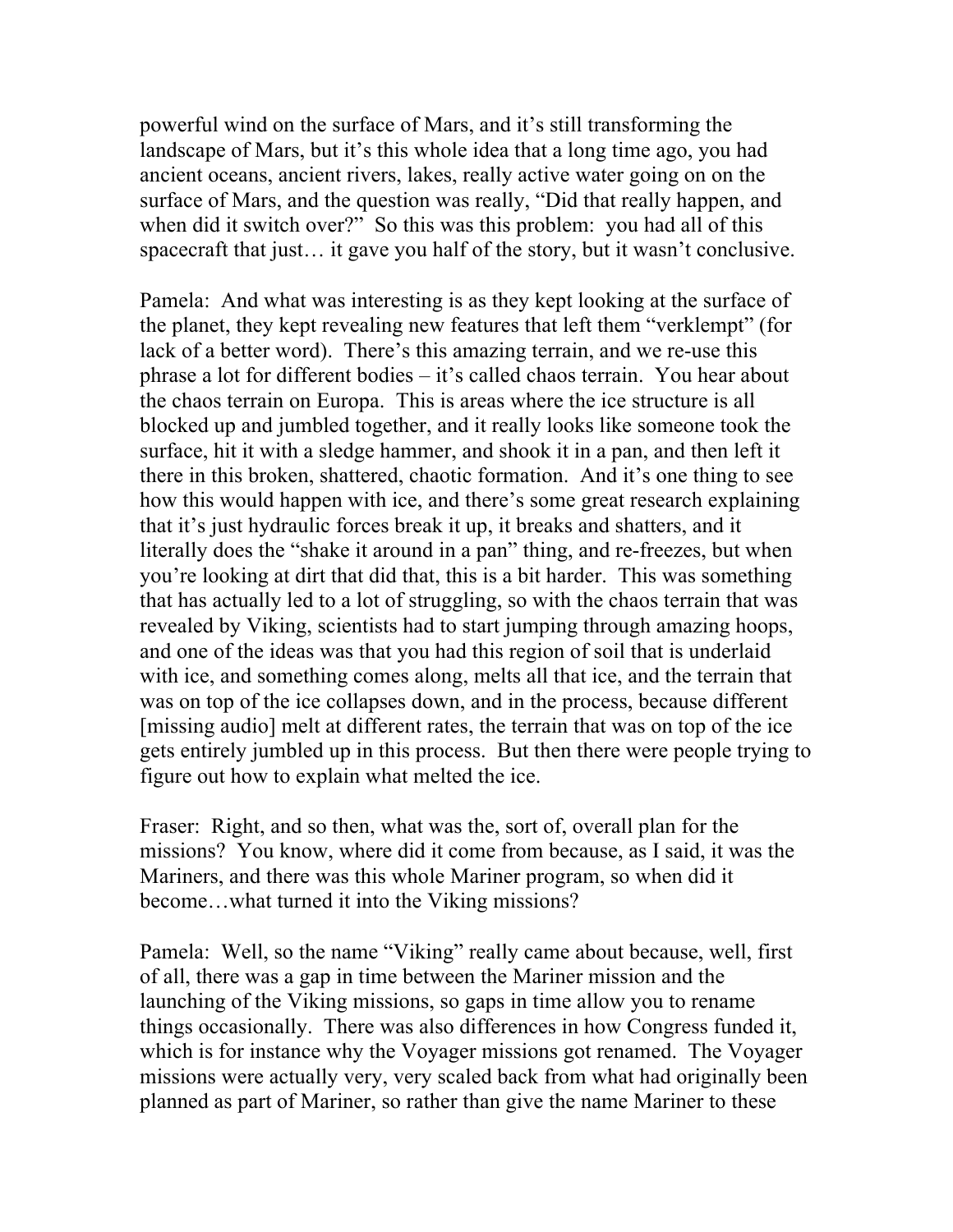powerful wind on the surface of Mars, and it's still transforming the landscape of Mars, but it's this whole idea that a long time ago, you had ancient oceans, ancient rivers, lakes, really active water going on on the surface of Mars, and the question was really, "Did that really happen, and when did it switch over?" So this was this problem: you had all of this spacecraft that just… it gave you half of the story, but it wasn't conclusive.

Pamela: And what was interesting is as they kept looking at the surface of the planet, they kept revealing new features that left them "verklempt" (for lack of a better word). There's this amazing terrain, and we re-use this phrase a lot for different bodies – it's called chaos terrain. You hear about the chaos terrain on Europa. This is areas where the ice structure is all blocked up and jumbled together, and it really looks like someone took the surface, hit it with a sledge hammer, and shook it in a pan, and then left it there in this broken, shattered, chaotic formation. And it's one thing to see how this would happen with ice, and there's some great research explaining that it's just hydraulic forces break it up, it breaks and shatters, and it literally does the "shake it around in a pan" thing, and re-freezes, but when you're looking at dirt that did that, this is a bit harder. This was something that has actually led to a lot of struggling, so with the chaos terrain that was revealed by Viking, scientists had to start jumping through amazing hoops, and one of the ideas was that you had this region of soil that is underlaid with ice, and something comes along, melts all that ice, and the terrain that was on top of the ice collapses down, and in the process, because different [missing audio] melt at different rates, the terrain that was on top of the ice gets entirely jumbled up in this process. But then there were people trying to figure out how to explain what melted the ice.

Fraser: Right, and so then, what was the, sort of, overall plan for the missions? You know, where did it come from because, as I said, it was the Mariners, and there was this whole Mariner program, so when did it become…what turned it into the Viking missions?

Pamela: Well, so the name "Viking" really came about because, well, first of all, there was a gap in time between the Mariner mission and the launching of the Viking missions, so gaps in time allow you to rename things occasionally. There was also differences in how Congress funded it, which is for instance why the Voyager missions got renamed. The Voyager missions were actually very, very scaled back from what had originally been planned as part of Mariner, so rather than give the name Mariner to these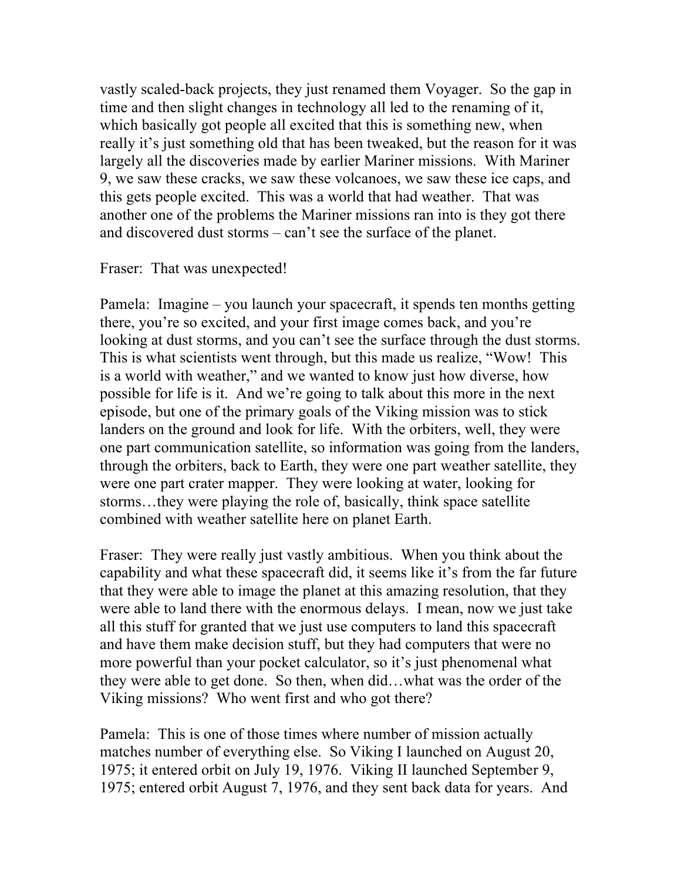vastly scaled-back projects, they just renamed them Voyager. So the gap in time and then slight changes in technology all led to the renaming of it, which basically got people all excited that this is something new, when really it's just something old that has been tweaked, but the reason for it was largely all the discoveries made by earlier Mariner missions. With Mariner 9, we saw these cracks, we saw these volcanoes, we saw these ice caps, and this gets people excited. This was a world that had weather. That was another one of the problems the Mariner missions ran into is they got there and discovered dust storms – can't see the surface of the planet.

Fraser: That was unexpected!

Pamela: Imagine – you launch your spacecraft, it spends ten months getting there, you're so excited, and your first image comes back, and you're looking at dust storms, and you can't see the surface through the dust storms. This is what scientists went through, but this made us realize, "Wow! This is a world with weather," and we wanted to know just how diverse, how possible for life is it. And we're going to talk about this more in the next episode, but one of the primary goals of the Viking mission was to stick landers on the ground and look for life. With the orbiters, well, they were one part communication satellite, so information was going from the landers, through the orbiters, back to Earth, they were one part weather satellite, they were one part crater mapper. They were looking at water, looking for storms…they were playing the role of, basically, think space satellite combined with weather satellite here on planet Earth.

Fraser: They were really just vastly ambitious. When you think about the capability and what these spacecraft did, it seems like it's from the far future that they were able to image the planet at this amazing resolution, that they were able to land there with the enormous delays. I mean, now we just take all this stuff for granted that we just use computers to land this spacecraft and have them make decision stuff, but they had computers that were no more powerful than your pocket calculator, so it's just phenomenal what they were able to get done. So then, when did…what was the order of the Viking missions? Who went first and who got there?

Pamela: This is one of those times where number of mission actually matches number of everything else. So Viking I launched on August 20, 1975; it entered orbit on July 19, 1976. Viking II launched September 9, 1975; entered orbit August 7, 1976, and they sent back data for years. And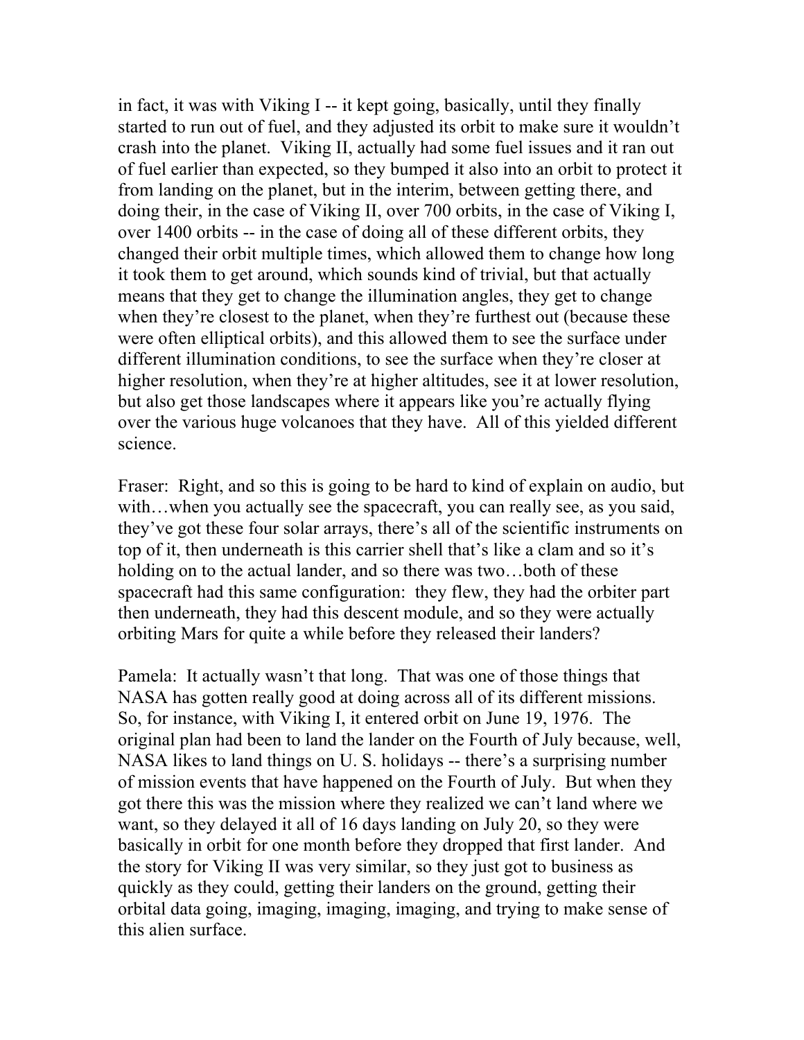in fact, it was with Viking I -- it kept going, basically, until they finally started to run out of fuel, and they adjusted its orbit to make sure it wouldn't crash into the planet. Viking II, actually had some fuel issues and it ran out of fuel earlier than expected, so they bumped it also into an orbit to protect it from landing on the planet, but in the interim, between getting there, and doing their, in the case of Viking II, over 700 orbits, in the case of Viking I, over 1400 orbits -- in the case of doing all of these different orbits, they changed their orbit multiple times, which allowed them to change how long it took them to get around, which sounds kind of trivial, but that actually means that they get to change the illumination angles, they get to change when they're closest to the planet, when they're furthest out (because these were often elliptical orbits), and this allowed them to see the surface under different illumination conditions, to see the surface when they're closer at higher resolution, when they're at higher altitudes, see it at lower resolution, but also get those landscapes where it appears like you're actually flying over the various huge volcanoes that they have. All of this yielded different science.

Fraser: Right, and so this is going to be hard to kind of explain on audio, but with…when you actually see the spacecraft, you can really see, as you said, they've got these four solar arrays, there's all of the scientific instruments on top of it, then underneath is this carrier shell that's like a clam and so it's holding on to the actual lander, and so there was two…both of these spacecraft had this same configuration: they flew, they had the orbiter part then underneath, they had this descent module, and so they were actually orbiting Mars for quite a while before they released their landers?

Pamela: It actually wasn't that long. That was one of those things that NASA has gotten really good at doing across all of its different missions. So, for instance, with Viking I, it entered orbit on June 19, 1976. The original plan had been to land the lander on the Fourth of July because, well, NASA likes to land things on U. S. holidays -- there's a surprising number of mission events that have happened on the Fourth of July. But when they got there this was the mission where they realized we can't land where we want, so they delayed it all of 16 days landing on July 20, so they were basically in orbit for one month before they dropped that first lander. And the story for Viking II was very similar, so they just got to business as quickly as they could, getting their landers on the ground, getting their orbital data going, imaging, imaging, imaging, and trying to make sense of this alien surface.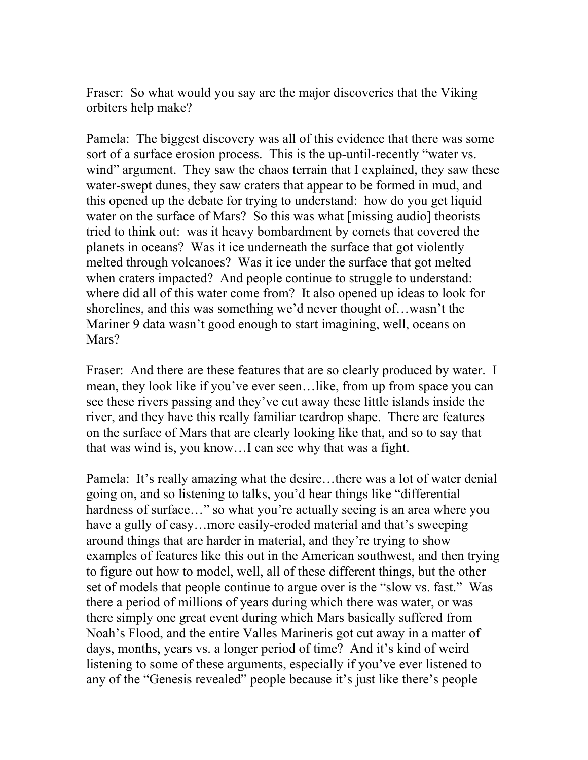Fraser: So what would you say are the major discoveries that the Viking orbiters help make?

Pamela: The biggest discovery was all of this evidence that there was some sort of a surface erosion process. This is the up-until-recently "water vs. wind" argument. They saw the chaos terrain that I explained, they saw these water-swept dunes, they saw craters that appear to be formed in mud, and this opened up the debate for trying to understand: how do you get liquid water on the surface of Mars? So this was what [missing audio] theorists tried to think out: was it heavy bombardment by comets that covered the planets in oceans? Was it ice underneath the surface that got violently melted through volcanoes? Was it ice under the surface that got melted when craters impacted? And people continue to struggle to understand: where did all of this water come from? It also opened up ideas to look for shorelines, and this was something we'd never thought of…wasn't the Mariner 9 data wasn't good enough to start imagining, well, oceans on Mars?

Fraser: And there are these features that are so clearly produced by water. I mean, they look like if you've ever seen…like, from up from space you can see these rivers passing and they've cut away these little islands inside the river, and they have this really familiar teardrop shape. There are features on the surface of Mars that are clearly looking like that, and so to say that that was wind is, you know…I can see why that was a fight.

Pamela: It's really amazing what the desire…there was a lot of water denial going on, and so listening to talks, you'd hear things like "differential hardness of surface…" so what you're actually seeing is an area where you have a gully of easy…more easily-eroded material and that's sweeping around things that are harder in material, and they're trying to show examples of features like this out in the American southwest, and then trying to figure out how to model, well, all of these different things, but the other set of models that people continue to argue over is the "slow vs. fast." Was there a period of millions of years during which there was water, or was there simply one great event during which Mars basically suffered from Noah's Flood, and the entire Valles Marineris got cut away in a matter of days, months, years vs. a longer period of time? And it's kind of weird listening to some of these arguments, especially if you've ever listened to any of the "Genesis revealed" people because it's just like there's people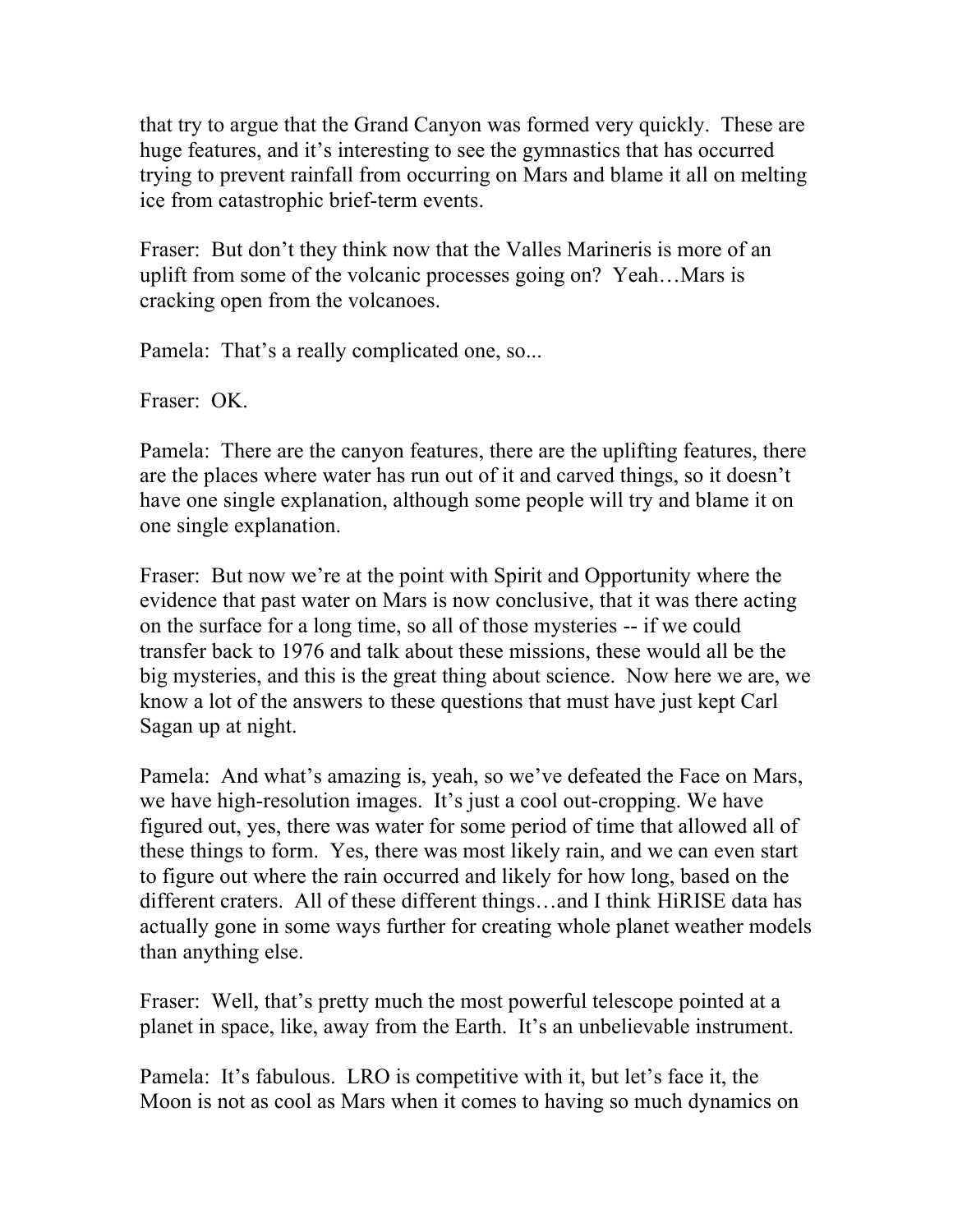that try to argue that the Grand Canyon was formed very quickly. These are huge features, and it's interesting to see the gymnastics that has occurred trying to prevent rainfall from occurring on Mars and blame it all on melting ice from catastrophic brief-term events.

Fraser: But don't they think now that the Valles Marineris is more of an uplift from some of the volcanic processes going on? Yeah…Mars is cracking open from the volcanoes.

Pamela: That's a really complicated one, so...

Fraser: OK.

Pamela: There are the canyon features, there are the uplifting features, there are the places where water has run out of it and carved things, so it doesn't have one single explanation, although some people will try and blame it on one single explanation.

Fraser: But now we're at the point with Spirit and Opportunity where the evidence that past water on Mars is now conclusive, that it was there acting on the surface for a long time, so all of those mysteries -- if we could transfer back to 1976 and talk about these missions, these would all be the big mysteries, and this is the great thing about science. Now here we are, we know a lot of the answers to these questions that must have just kept Carl Sagan up at night.

Pamela: And what's amazing is, yeah, so we've defeated the Face on Mars, we have high-resolution images. It's just a cool out-cropping. We have figured out, yes, there was water for some period of time that allowed all of these things to form. Yes, there was most likely rain, and we can even start to figure out where the rain occurred and likely for how long, based on the different craters. All of these different things…and I think HiRISE data has actually gone in some ways further for creating whole planet weather models than anything else.

Fraser: Well, that's pretty much the most powerful telescope pointed at a planet in space, like, away from the Earth. It's an unbelievable instrument.

Pamela: It's fabulous. LRO is competitive with it, but let's face it, the Moon is not as cool as Mars when it comes to having so much dynamics on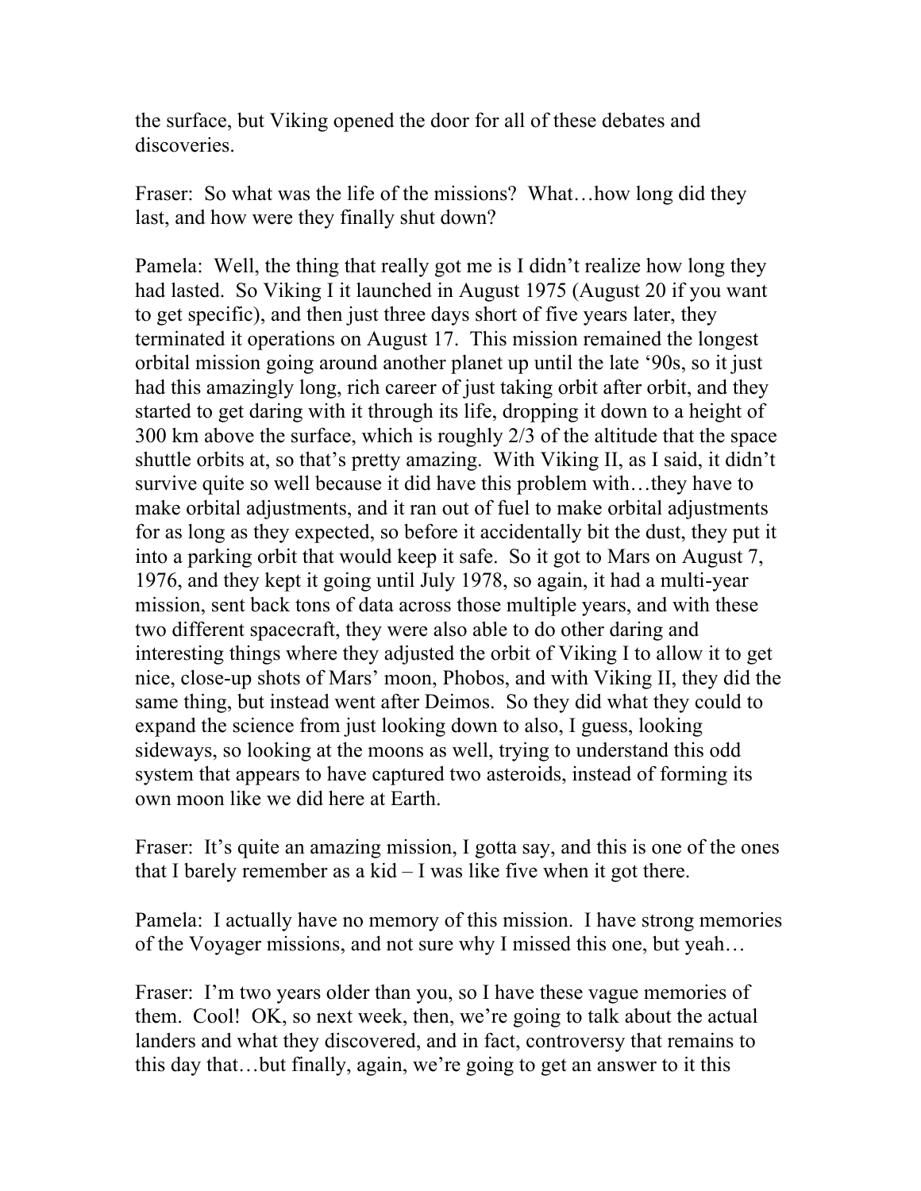the surface, but Viking opened the door for all of these debates and discoveries.

Fraser: So what was the life of the missions? What…how long did they last, and how were they finally shut down?

Pamela: Well, the thing that really got me is I didn't realize how long they had lasted. So Viking I it launched in August 1975 (August 20 if you want to get specific), and then just three days short of five years later, they terminated it operations on August 17. This mission remained the longest orbital mission going around another planet up until the late '90s, so it just had this amazingly long, rich career of just taking orbit after orbit, and they started to get daring with it through its life, dropping it down to a height of 300 km above the surface, which is roughly 2/3 of the altitude that the space shuttle orbits at, so that's pretty amazing. With Viking II, as I said, it didn't survive quite so well because it did have this problem with…they have to make orbital adjustments, and it ran out of fuel to make orbital adjustments for as long as they expected, so before it accidentally bit the dust, they put it into a parking orbit that would keep it safe. So it got to Mars on August 7, 1976, and they kept it going until July 1978, so again, it had a multi-year mission, sent back tons of data across those multiple years, and with these two different spacecraft, they were also able to do other daring and interesting things where they adjusted the orbit of Viking I to allow it to get nice, close-up shots of Mars' moon, Phobos, and with Viking II, they did the same thing, but instead went after Deimos. So they did what they could to expand the science from just looking down to also, I guess, looking sideways, so looking at the moons as well, trying to understand this odd system that appears to have captured two asteroids, instead of forming its own moon like we did here at Earth.

Fraser: It's quite an amazing mission, I gotta say, and this is one of the ones that I barely remember as a kid – I was like five when it got there.

Pamela: I actually have no memory of this mission. I have strong memories of the Voyager missions, and not sure why I missed this one, but yeah…

Fraser: I'm two years older than you, so I have these vague memories of them. Cool! OK, so next week, then, we're going to talk about the actual landers and what they discovered, and in fact, controversy that remains to this day that…but finally, again, we're going to get an answer to it this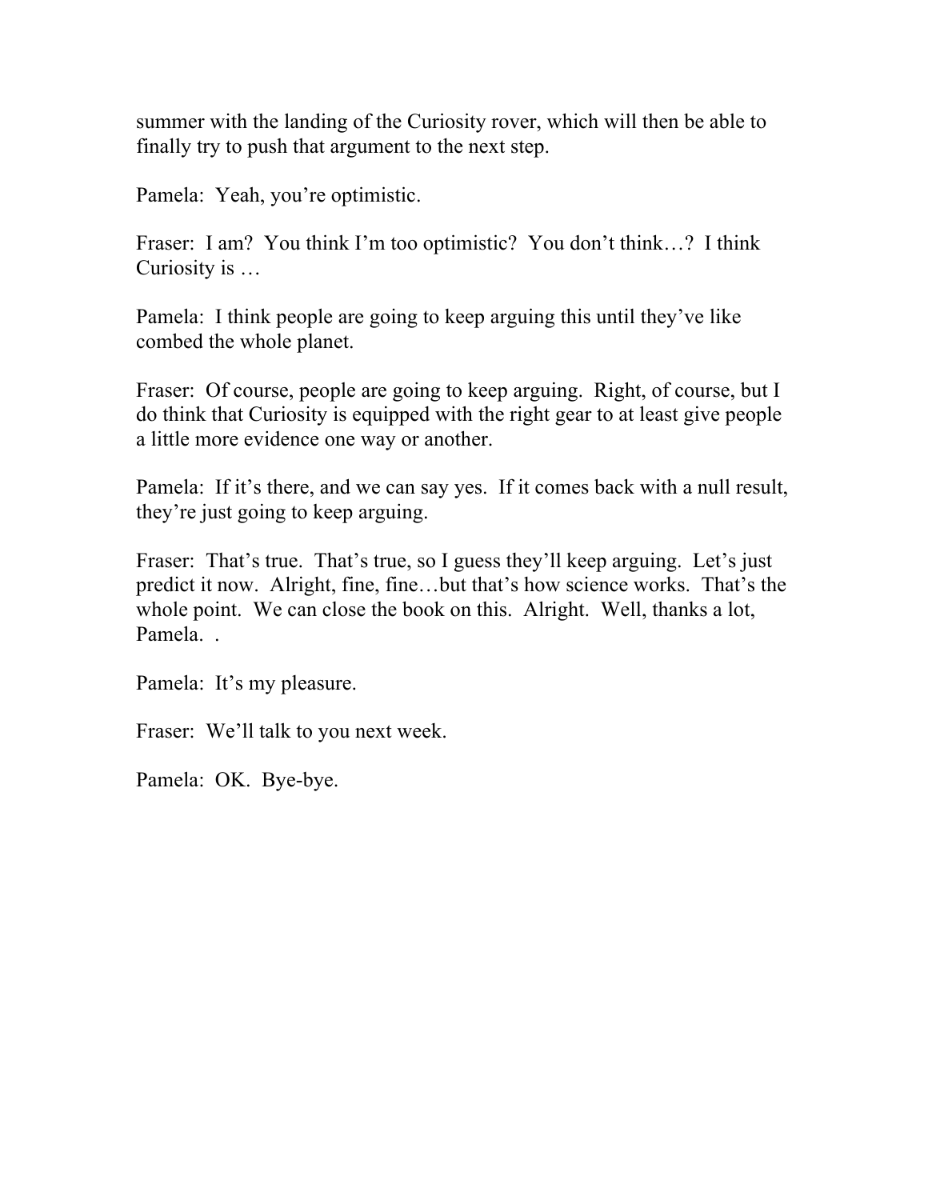summer with the landing of the Curiosity rover, which will then be able to finally try to push that argument to the next step.

Pamela: Yeah, you're optimistic.

Fraser: I am? You think I'm too optimistic? You don't think…? I think Curiosity is …

Pamela: I think people are going to keep arguing this until they've like combed the whole planet.

Fraser: Of course, people are going to keep arguing. Right, of course, but I do think that Curiosity is equipped with the right gear to at least give people a little more evidence one way or another.

Pamela: If it's there, and we can say yes. If it comes back with a null result, they're just going to keep arguing.

Fraser: That's true. That's true, so I guess they'll keep arguing. Let's just predict it now. Alright, fine, fine…but that's how science works. That's the whole point. We can close the book on this. Alright. Well, thanks a lot, Pamela. .

Pamela: It's my pleasure.

Fraser: We'll talk to you next week.

Pamela: OK. Bye-bye.